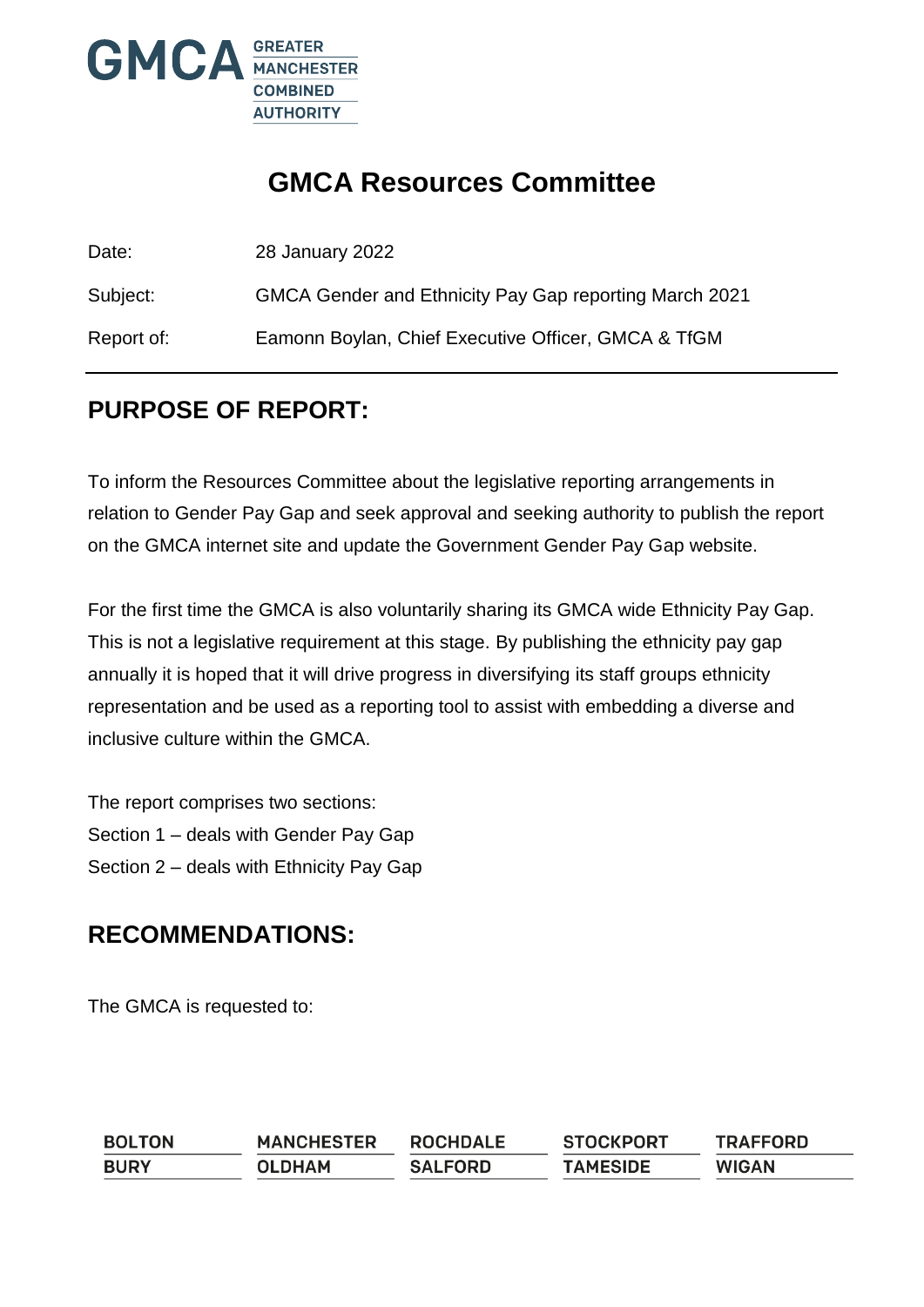# GMCA Resources Committee

Date: 28 January 2022

Subject: GMCA Gender and Ethnicity Pay Gap reporting March 2021

Report of: Eamonn Boylan, Chief Executive Officer, GMCA & TfGM

## PURPOSE OF REPORT:

To inform the Resources Committee about the legislative reporting arrangements in relation to Gender Pay Gap and seek approval and seeking authority to publish the report on the GMCA internet site and update the Government Gender Pay Gap website.

For the first time the GMCA is also voluntarily sharing its GMCA wide Ethnicity Pay Gap. This is not a legislative requirement at this stage. By publishing the ethnicity pay gap annually it is hoped that it will drive progress in diversifying its staff groups ethnicity representation and be used as a reporting tool to assist with embedding a diverse and inclusive culture within the GMCA.

The report comprises two sections:
Section 1 – deals with Gender Pay Gap
Section 2 – deals with Ethnicity Pay Gap

## RECOMMENDATIONS:

The GMCA is requested to: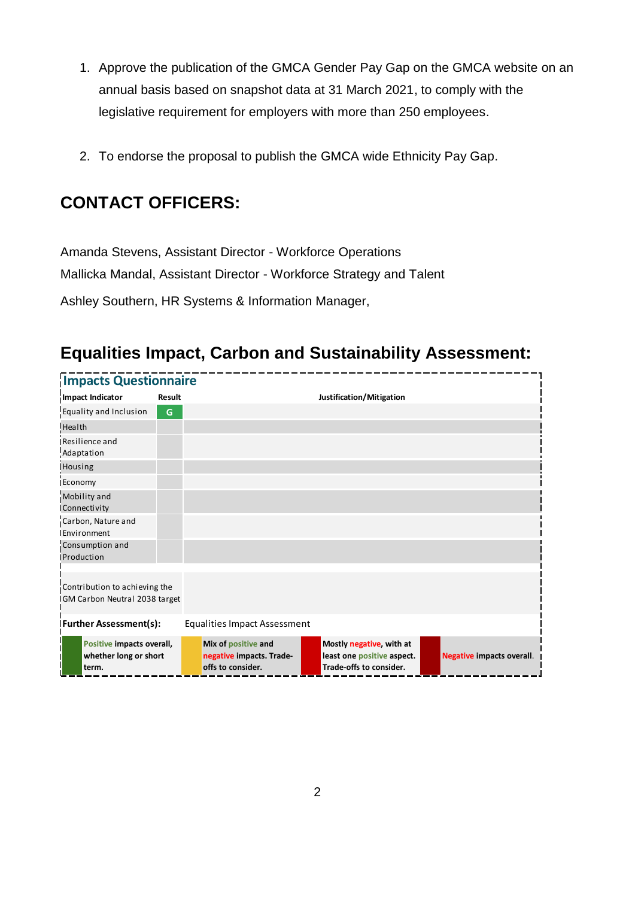1. Approve the publication of the GMCA Gender Pay Gap on the GMCA website on an annual basis based on snapshot data at 31 March 2021, to comply with the legislative requirement for employers with more than 250 employees.

2. To endorse the proposal to publish the GMCA wide Ethnicity Pay Gap.

## CONTACT OFFICERS:

Amanda Stevens, Assistant Director - Workforce Operations

Mallicka Mandal, Assistant Director - Workforce Strategy and Talent

Ashley Southern, HR Systems & Information Manager,

## Equalities Impact, Carbon and Sustainability Assessment:

### Impacts Questionnaire

| Impact Indicator | Result | Justification/Mitigation |
| --- | --- | --- |
| Equality and Inclusion | G | |
| Health | | |
| Resilience and Adaptation | | |
| Housing | | |
| Economy | | |
| Mobility and Connectivity | | |
| Carbon, Nature and Environment | | |
| Consumption and Production | | |
| Contribution to achieving the GM Carbon Neutral 2038 target | | |
| **Further Assessment(s):** | | Equalities Impact Assessment |

| G | Y | R | DR |
| --- | --- | --- | --- |
| **Positive impacts overall, whether long or short term.** | **Mix of positive and negative impacts. Trade-offs to consider.** | **Mostly negative, with at least one positive aspect. Trade-offs to consider.** | **Negative impacts overall.** |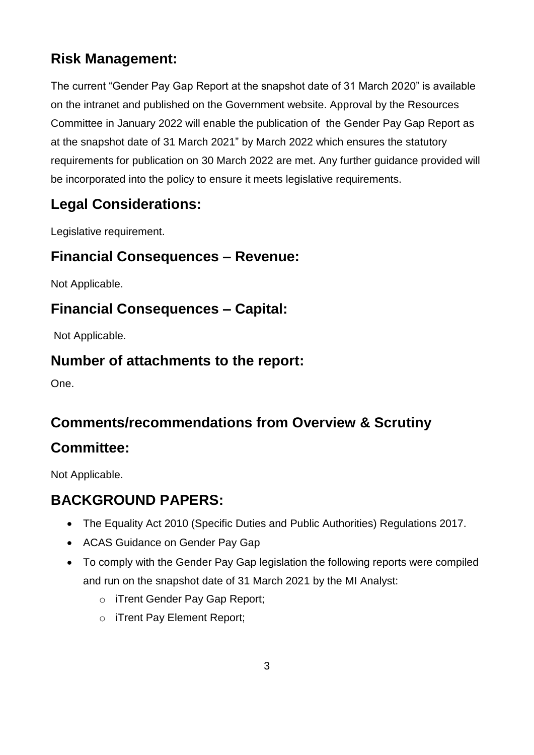## Risk Management:

The current "Gender Pay Gap Report at the snapshot date of 31 March 2020" is available on the intranet and published on the Government website. Approval by the Resources Committee in January 2022 will enable the publication of the Gender Pay Gap Report as at the snapshot date of 31 March 2021" by March 2022 which ensures the statutory requirements for publication on 30 March 2022 are met. Any further guidance provided will be incorporated into the policy to ensure it meets legislative requirements.

## Legal Considerations:

Legislative requirement.

## Financial Consequences – Revenue:

Not Applicable.

## Financial Consequences – Capital:

Not Applicable.

## Number of attachments to the report:

One.

## Comments/recommendations from Overview & Scrutiny Committee:

Not Applicable.

## BACKGROUND PAPERS:

- The Equality Act 2010 (Specific Duties and Public Authorities) Regulations 2017.
- ACAS Guidance on Gender Pay Gap
- To comply with the Gender Pay Gap legislation the following reports were compiled and run on the snapshot date of 31 March 2021 by the MI Analyst:
    - iTrent Gender Pay Gap Report;
    - iTrent Pay Element Report;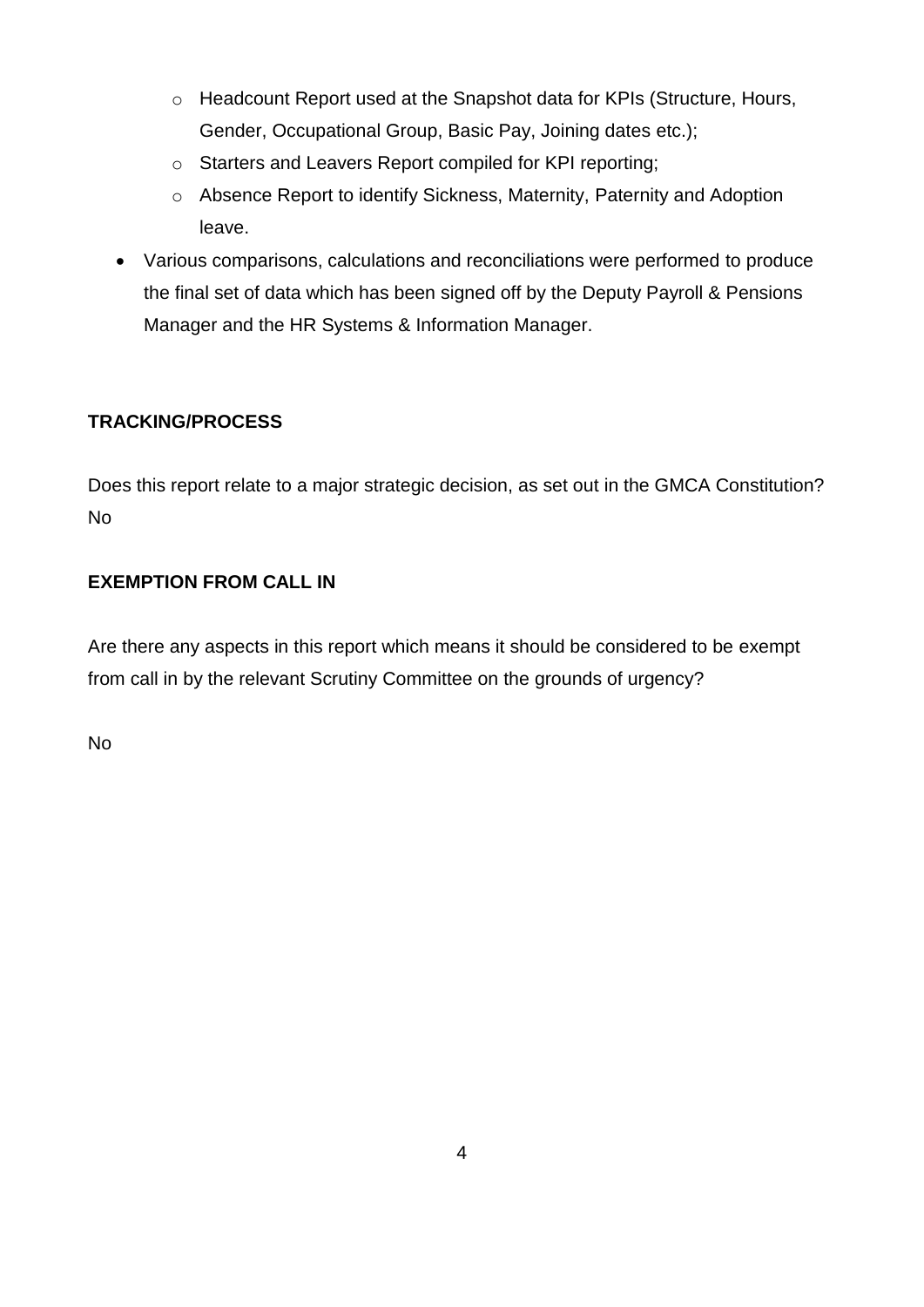- Headcount Report used at the Snapshot data for KPIs (Structure, Hours, Gender, Occupational Group, Basic Pay, Joining dates etc.);
  - Starters and Leavers Report compiled for KPI reporting;
  - Absence Report to identify Sickness, Maternity, Paternity and Adoption leave.
- Various comparisons, calculations and reconciliations were performed to produce the final set of data which has been signed off by the Deputy Payroll & Pensions Manager and the HR Systems & Information Manager.

**TRACKING/PROCESS**

Does this report relate to a major strategic decision, as set out in the GMCA Constitution? No

**EXEMPTION FROM CALL IN**

Are there any aspects in this report which means it should be considered to be exempt from call in by the relevant Scrutiny Committee on the grounds of urgency?

No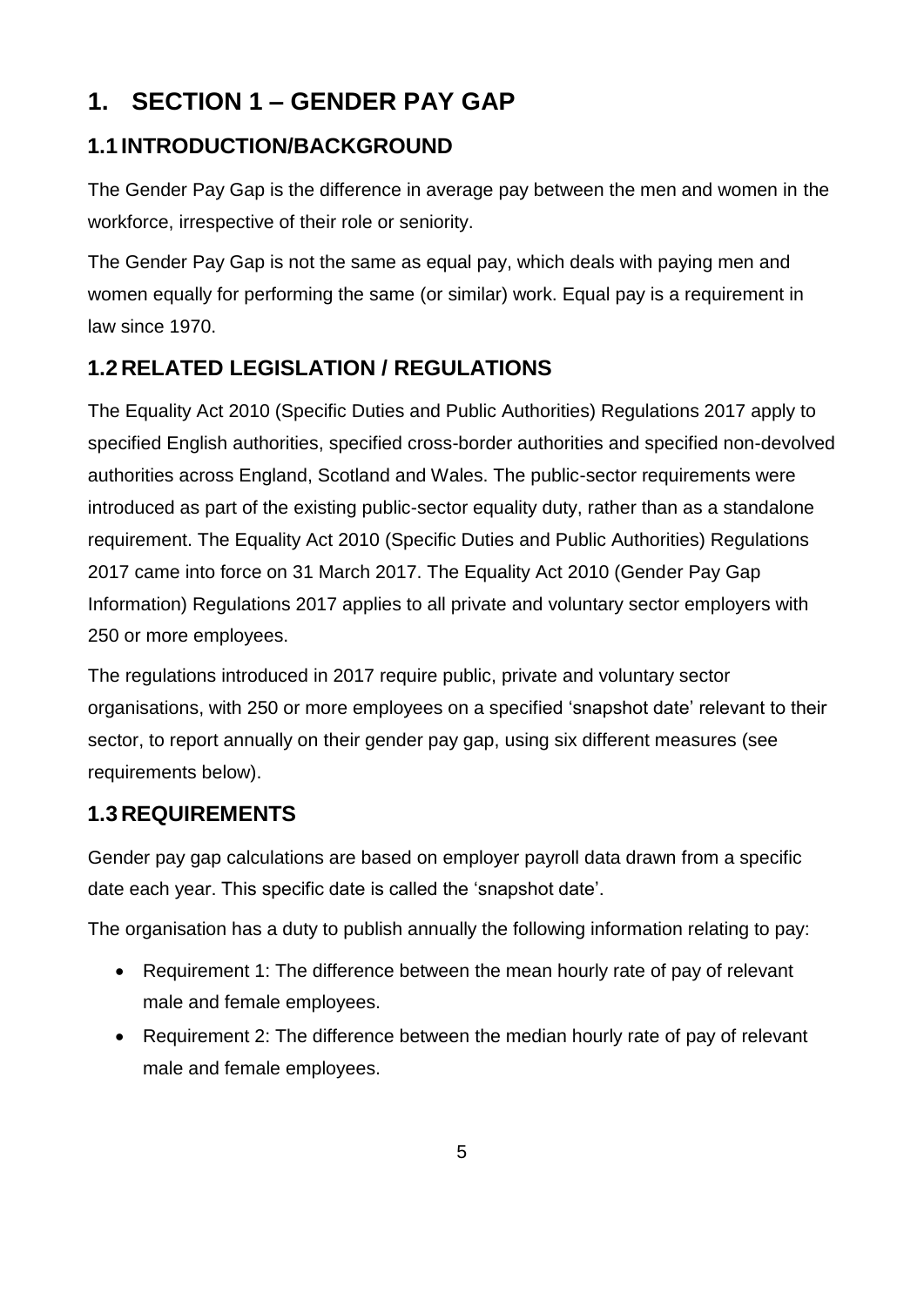# 1. SECTION 1 – GENDER PAY GAP

## 1.1 INTRODUCTION/BACKGROUND

The Gender Pay Gap is the difference in average pay between the men and women in the workforce, irrespective of their role or seniority.

The Gender Pay Gap is not the same as equal pay, which deals with paying men and women equally for performing the same (or similar) work. Equal pay is a requirement in law since 1970.

## 1.2 RELATED LEGISLATION / REGULATIONS

The Equality Act 2010 (Specific Duties and Public Authorities) Regulations 2017 apply to specified English authorities, specified cross-border authorities and specified non-devolved authorities across England, Scotland and Wales. The public-sector requirements were introduced as part of the existing public-sector equality duty, rather than as a standalone requirement. The Equality Act 2010 (Specific Duties and Public Authorities) Regulations 2017 came into force on 31 March 2017. The Equality Act 2010 (Gender Pay Gap Information) Regulations 2017 applies to all private and voluntary sector employers with 250 or more employees.

The regulations introduced in 2017 require public, private and voluntary sector organisations, with 250 or more employees on a specified 'snapshot date' relevant to their sector, to report annually on their gender pay gap, using six different measures (see requirements below).

## 1.3 REQUIREMENTS

Gender pay gap calculations are based on employer payroll data drawn from a specific date each year. This specific date is called the 'snapshot date'.

The organisation has a duty to publish annually the following information relating to pay:

- Requirement 1: The difference between the mean hourly rate of pay of relevant male and female employees.
- Requirement 2: The difference between the median hourly rate of pay of relevant male and female employees.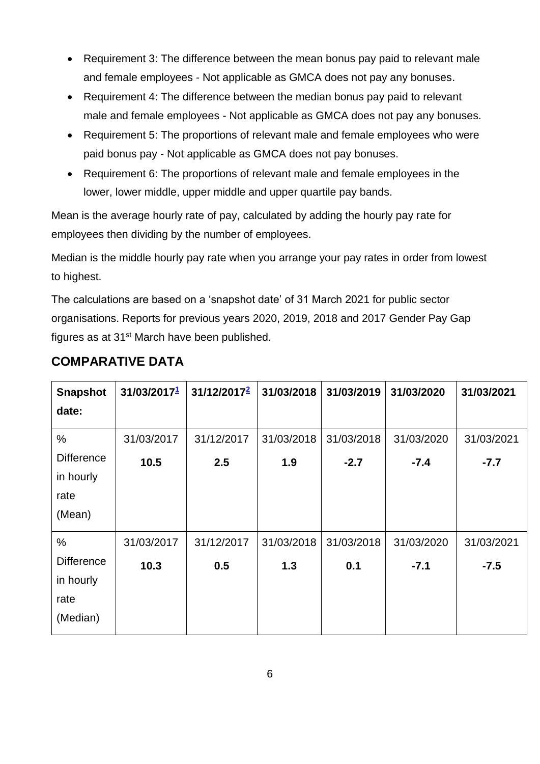- Requirement 3: The difference between the mean bonus pay paid to relevant male and female employees - Not applicable as GMCA does not pay any bonuses.
- Requirement 4: The difference between the median bonus pay paid to relevant male and female employees - Not applicable as GMCA does not pay any bonuses.
- Requirement 5: The proportions of relevant male and female employees who were paid bonus pay - Not applicable as GMCA does not pay bonuses.
- Requirement 6: The proportions of relevant male and female employees in the lower, lower middle, upper middle and upper quartile pay bands.

Mean is the average hourly rate of pay, calculated by adding the hourly pay rate for employees then dividing by the number of employees.

Median is the middle hourly pay rate when you arrange your pay rates in order from lowest to highest.

The calculations are based on a 'snapshot date' of 31 March 2021 for public sector organisations. Reports for previous years 2020, 2019, 2018 and 2017 Gender Pay Gap figures as at 31st March have been published.

## COMPARATIVE DATA

| Snapshot date: | 31/03/2017[1] | 31/12/2017[2] | 31/03/2018 | 31/03/2019 | 31/03/2020 | 31/03/2021 |
|---|---|---|---|---|---|---|
| % Difference in hourly rate (Mean) | 31/03/2017 **10.5** | 31/12/2017 **2.5** | 31/03/2018 **1.9** | 31/03/2018 **-2.7** | 31/03/2020 **-7.4** | 31/03/2021 **-7.7** |
| % Difference in hourly rate (Median) | 31/03/2017 **10.3** | 31/12/2017 **0.5** | 31/03/2018 **1.3** | 31/03/2018 **0.1** | 31/03/2020 **-7.1** | 31/03/2021 **-7.5** |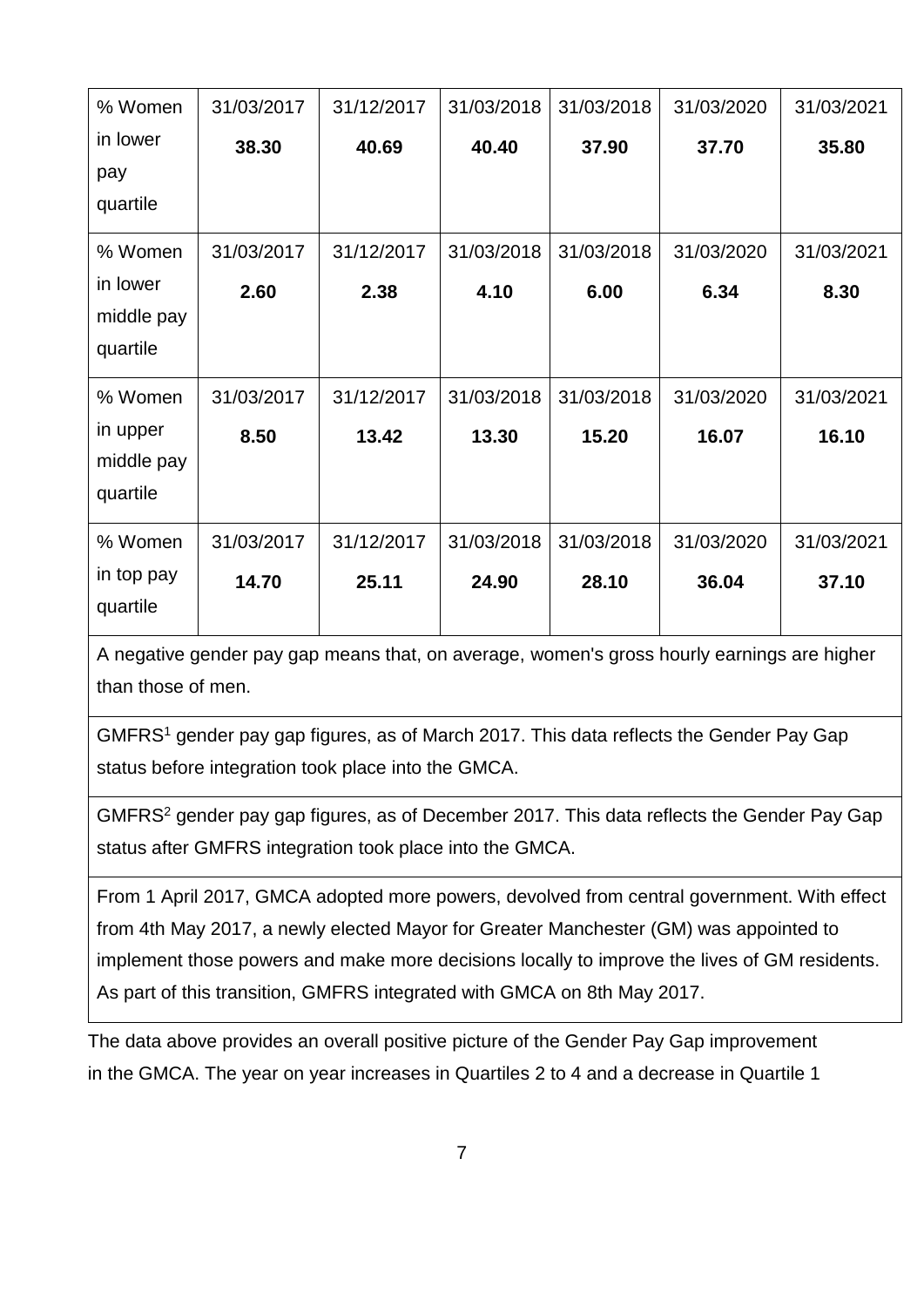| % Women in lower pay quartile | 31/03/2017 **38.30** | 31/12/2017 **40.69** | 31/03/2018 **40.40** | 31/03/2018 **37.90** | 31/03/2020 **37.70** | 31/03/2021 **35.80** |
|---|---|---|---|---|---|---|
| % Women in lower middle pay quartile | 31/03/2017 **2.60** | 31/12/2017 **2.38** | 31/03/2018 **4.10** | 31/03/2018 **6.00** | 31/03/2020 **6.34** | 31/03/2021 **8.30** |
| % Women in upper middle pay quartile | 31/03/2017 **8.50** | 31/12/2017 **13.42** | 31/03/2018 **13.30** | 31/03/2018 **15.20** | 31/03/2020 **16.07** | 31/03/2021 **16.10** |
| % Women in top pay quartile | 31/03/2017 **14.70** | 31/12/2017 **25.11** | 31/03/2018 **24.90** | 31/03/2018 **28.10** | 31/03/2020 **36.04** | 31/03/2021 **37.10** |

A negative gender pay gap means that, on average, women's gross hourly earnings are higher than those of men.

GMFRS[1] gender pay gap figures, as of March 2017. This data reflects the Gender Pay Gap status before integration took place into the GMCA.

GMFRS[2] gender pay gap figures, as of December 2017. This data reflects the Gender Pay Gap status after GMFRS integration took place into the GMCA.

From 1 April 2017, GMCA adopted more powers, devolved from central government. With effect from 4th May 2017, a newly elected Mayor for Greater Manchester (GM) was appointed to implement those powers and make more decisions locally to improve the lives of GM residents. As part of this transition, GMFRS integrated with GMCA on 8th May 2017.

The data above provides an overall positive picture of the Gender Pay Gap improvement in the GMCA. The year on year increases in Quartiles 2 to 4 and a decrease in Quartile 1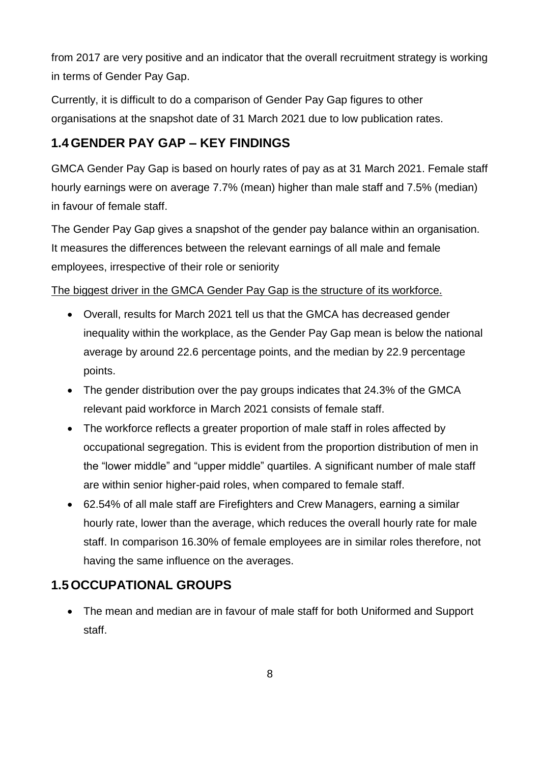from 2017 are very positive and an indicator that the overall recruitment strategy is working in terms of Gender Pay Gap.

Currently, it is difficult to do a comparison of Gender Pay Gap figures to other organisations at the snapshot date of 31 March 2021 due to low publication rates.

## 1.4 GENDER PAY GAP – KEY FINDINGS

GMCA Gender Pay Gap is based on hourly rates of pay as at 31 March 2021. Female staff hourly earnings were on average 7.7% (mean) higher than male staff and 7.5% (median) in favour of female staff.

The Gender Pay Gap gives a snapshot of the gender pay balance within an organisation. It measures the differences between the relevant earnings of all male and female employees, irrespective of their role or seniority

<u>The biggest driver in the GMCA Gender Pay Gap is the structure of its workforce.</u>

- Overall, results for March 2021 tell us that the GMCA has decreased gender inequality within the workplace, as the Gender Pay Gap mean is below the national average by around 22.6 percentage points, and the median by 22.9 percentage points.
- The gender distribution over the pay groups indicates that 24.3% of the GMCA relevant paid workforce in March 2021 consists of female staff.
- The workforce reflects a greater proportion of male staff in roles affected by occupational segregation. This is evident from the proportion distribution of men in the "lower middle" and "upper middle" quartiles. A significant number of male staff are within senior higher-paid roles, when compared to female staff.
- 62.54% of all male staff are Firefighters and Crew Managers, earning a similar hourly rate, lower than the average, which reduces the overall hourly rate for male staff. In comparison 16.30% of female employees are in similar roles therefore, not having the same influence on the averages.

## 1.5 OCCUPATIONAL GROUPS

- The mean and median are in favour of male staff for both Uniformed and Support staff.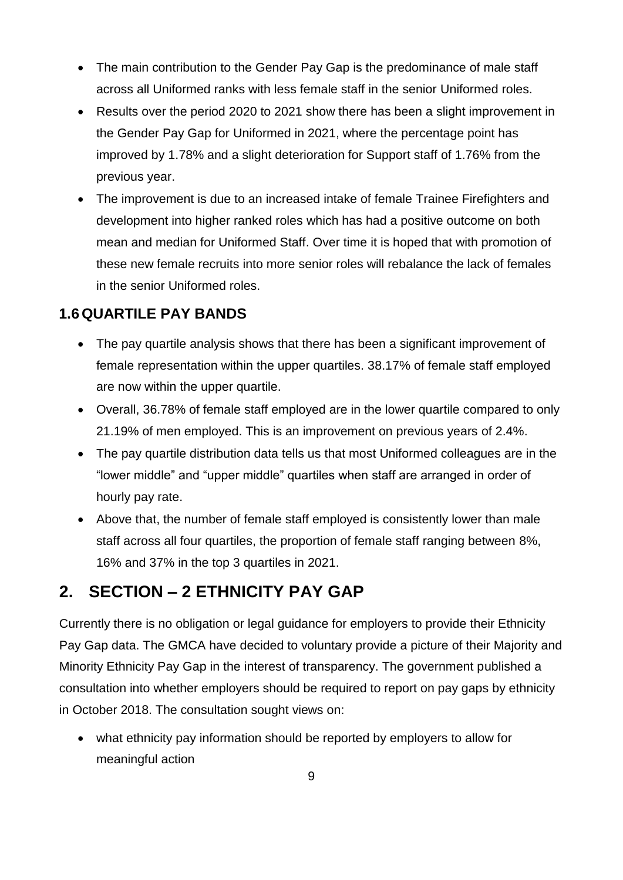- The main contribution to the Gender Pay Gap is the predominance of male staff across all Uniformed ranks with less female staff in the senior Uniformed roles.
- Results over the period 2020 to 2021 show there has been a slight improvement in the Gender Pay Gap for Uniformed in 2021, where the percentage point has improved by 1.78% and a slight deterioration for Support staff of 1.76% from the previous year.
- The improvement is due to an increased intake of female Trainee Firefighters and development into higher ranked roles which has had a positive outcome on both mean and median for Uniformed Staff. Over time it is hoped that with promotion of these new female recruits into more senior roles will rebalance the lack of females in the senior Uniformed roles.

### 1.6 QUARTILE PAY BANDS

- The pay quartile analysis shows that there has been a significant improvement of female representation within the upper quartiles. 38.17% of female staff employed are now within the upper quartile.
- Overall, 36.78% of female staff employed are in the lower quartile compared to only 21.19% of men employed. This is an improvement on previous years of 2.4%.
- The pay quartile distribution data tells us that most Uniformed colleagues are in the "lower middle" and "upper middle" quartiles when staff are arranged in order of hourly pay rate.
- Above that, the number of female staff employed is consistently lower than male staff across all four quartiles, the proportion of female staff ranging between 8%, 16% and 37% in the top 3 quartiles in 2021.

## 2. SECTION – 2 ETHNICITY PAY GAP

Currently there is no obligation or legal guidance for employers to provide their Ethnicity Pay Gap data. The GMCA have decided to voluntary provide a picture of their Majority and Minority Ethnicity Pay Gap in the interest of transparency. The government published a consultation into whether employers should be required to report on pay gaps by ethnicity in October 2018. The consultation sought views on:

- what ethnicity pay information should be reported by employers to allow for meaningful action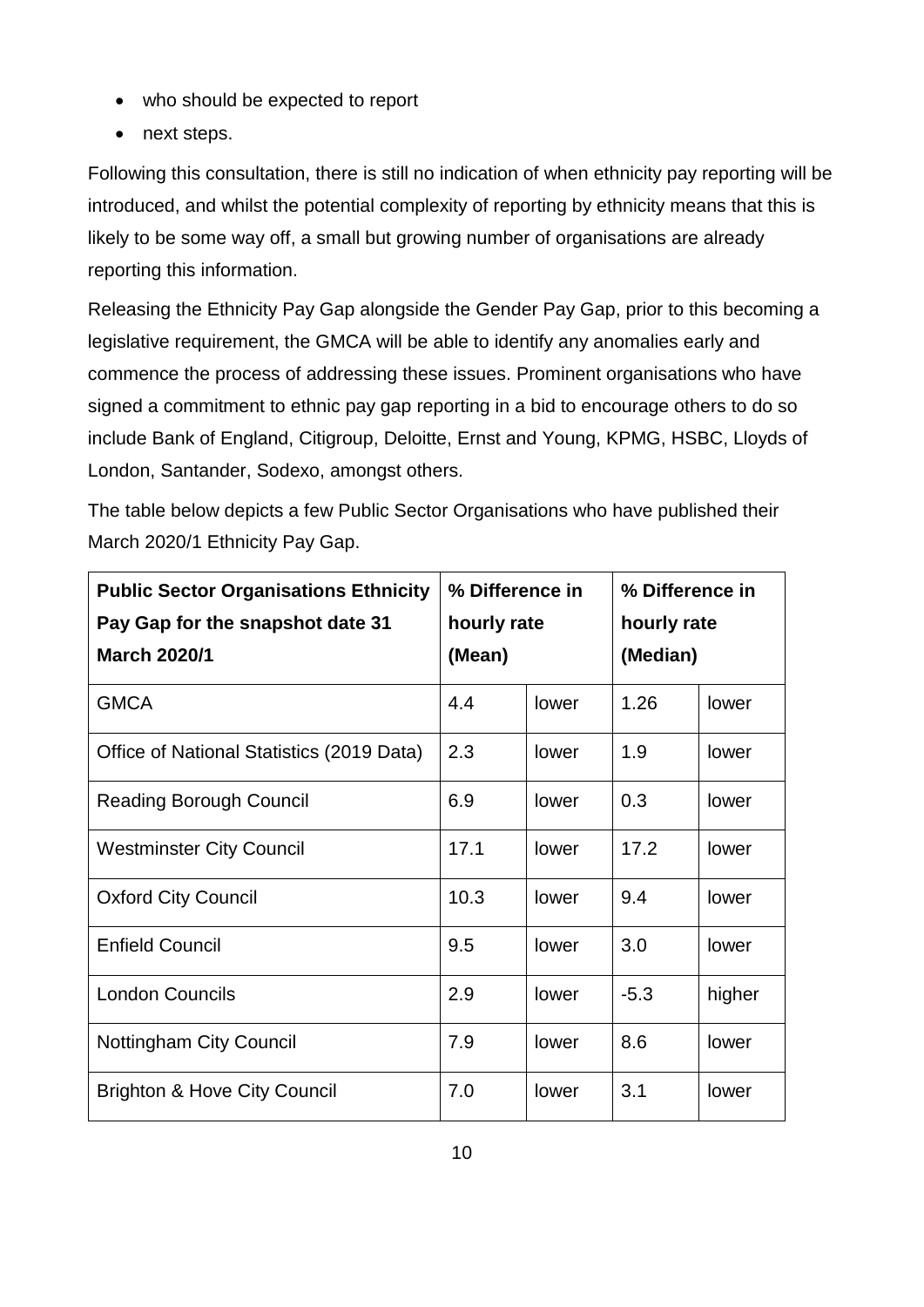- who should be expected to report
- next steps.

Following this consultation, there is still no indication of when ethnicity pay reporting will be introduced, and whilst the potential complexity of reporting by ethnicity means that this is likely to be some way off, a small but growing number of organisations are already reporting this information.

Releasing the Ethnicity Pay Gap alongside the Gender Pay Gap, prior to this becoming a legislative requirement, the GMCA will be able to identify any anomalies early and commence the process of addressing these issues. Prominent organisations who have signed a commitment to ethnic pay gap reporting in a bid to encourage others to do so include Bank of England, Citigroup, Deloitte, Ernst and Young, KPMG, HSBC, Lloyds of London, Santander, Sodexo, amongst others.

The table below depicts a few Public Sector Organisations who have published their March 2020/1 Ethnicity Pay Gap.

| **Public Sector Organisations Ethnicity Pay Gap for the snapshot date 31 March 2020/1** | **% Difference in hourly rate (Mean)** | | **% Difference in hourly rate (Median)** | |
|---|---|---|---|---|
| GMCA | 4.4 | lower | 1.26 | lower |
| Office of National Statistics (2019 Data) | 2.3 | lower | 1.9 | lower |
| Reading Borough Council | 6.9 | lower | 0.3 | lower |
| Westminster City Council | 17.1 | lower | 17.2 | lower |
| Oxford City Council | 10.3 | lower | 9.4 | lower |
| Enfield Council | 9.5 | lower | 3.0 | lower |
| London Councils | 2.9 | lower | -5.3 | higher |
| Nottingham City Council | 7.9 | lower | 8.6 | lower |
| Brighton & Hove City Council | 7.0 | lower | 3.1 | lower |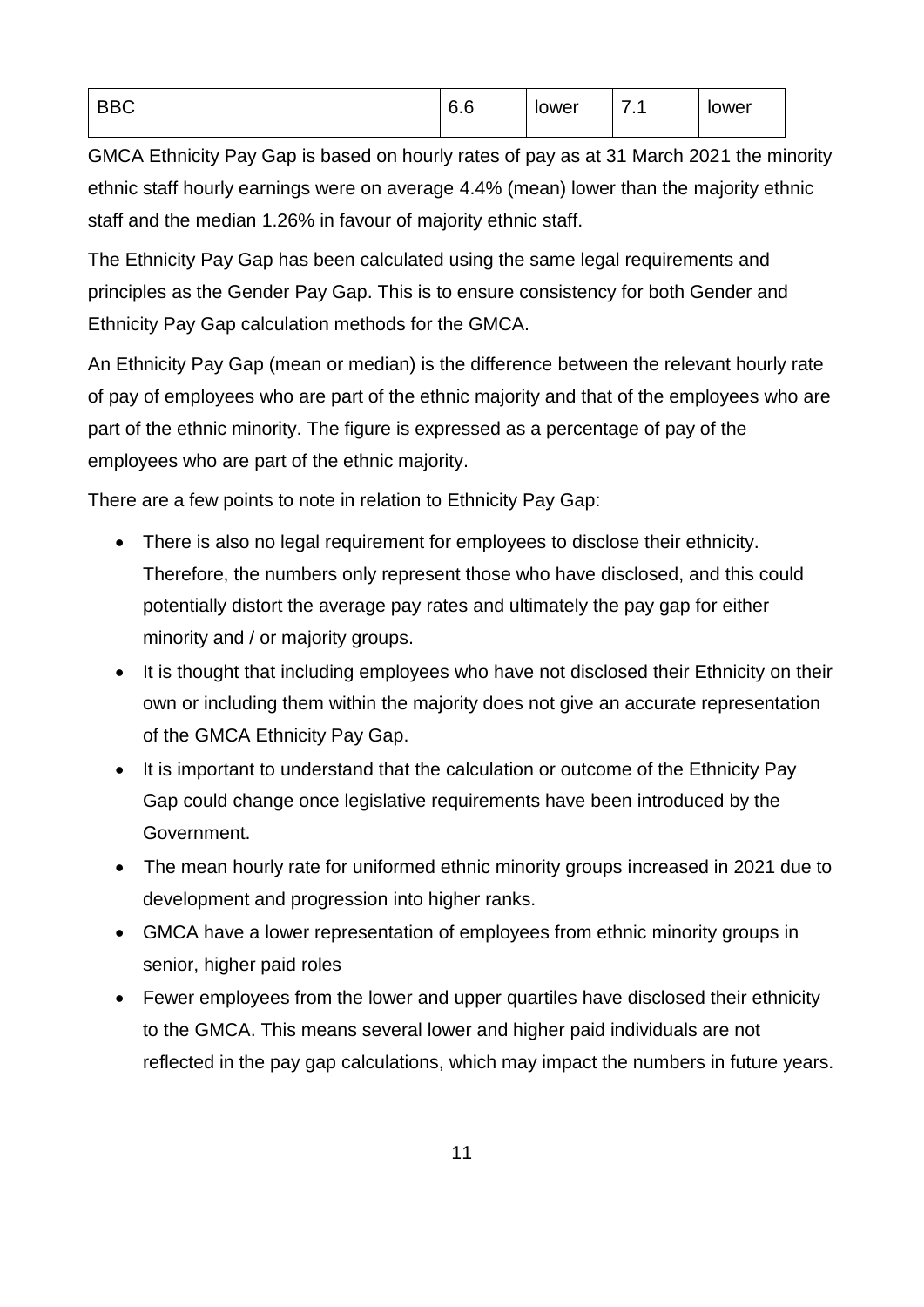| BBC | 6.6 | lower | 7.1 | lower |
|---|---|---|---|---|

GMCA Ethnicity Pay Gap is based on hourly rates of pay as at 31 March 2021 the minority ethnic staff hourly earnings were on average 4.4% (mean) lower than the majority ethnic staff and the median 1.26% in favour of majority ethnic staff.

The Ethnicity Pay Gap has been calculated using the same legal requirements and principles as the Gender Pay Gap. This is to ensure consistency for both Gender and Ethnicity Pay Gap calculation methods for the GMCA.

An Ethnicity Pay Gap (mean or median) is the difference between the relevant hourly rate of pay of employees who are part of the ethnic majority and that of the employees who are part of the ethnic minority. The figure is expressed as a percentage of pay of the employees who are part of the ethnic majority.

There are a few points to note in relation to Ethnicity Pay Gap:

- There is also no legal requirement for employees to disclose their ethnicity. Therefore, the numbers only represent those who have disclosed, and this could potentially distort the average pay rates and ultimately the pay gap for either minority and / or majority groups.
- It is thought that including employees who have not disclosed their Ethnicity on their own or including them within the majority does not give an accurate representation of the GMCA Ethnicity Pay Gap.
- It is important to understand that the calculation or outcome of the Ethnicity Pay Gap could change once legislative requirements have been introduced by the Government.
- The mean hourly rate for uniformed ethnic minority groups increased in 2021 due to development and progression into higher ranks.
- GMCA have a lower representation of employees from ethnic minority groups in senior, higher paid roles
- Fewer employees from the lower and upper quartiles have disclosed their ethnicity to the GMCA. This means several lower and higher paid individuals are not reflected in the pay gap calculations, which may impact the numbers in future years.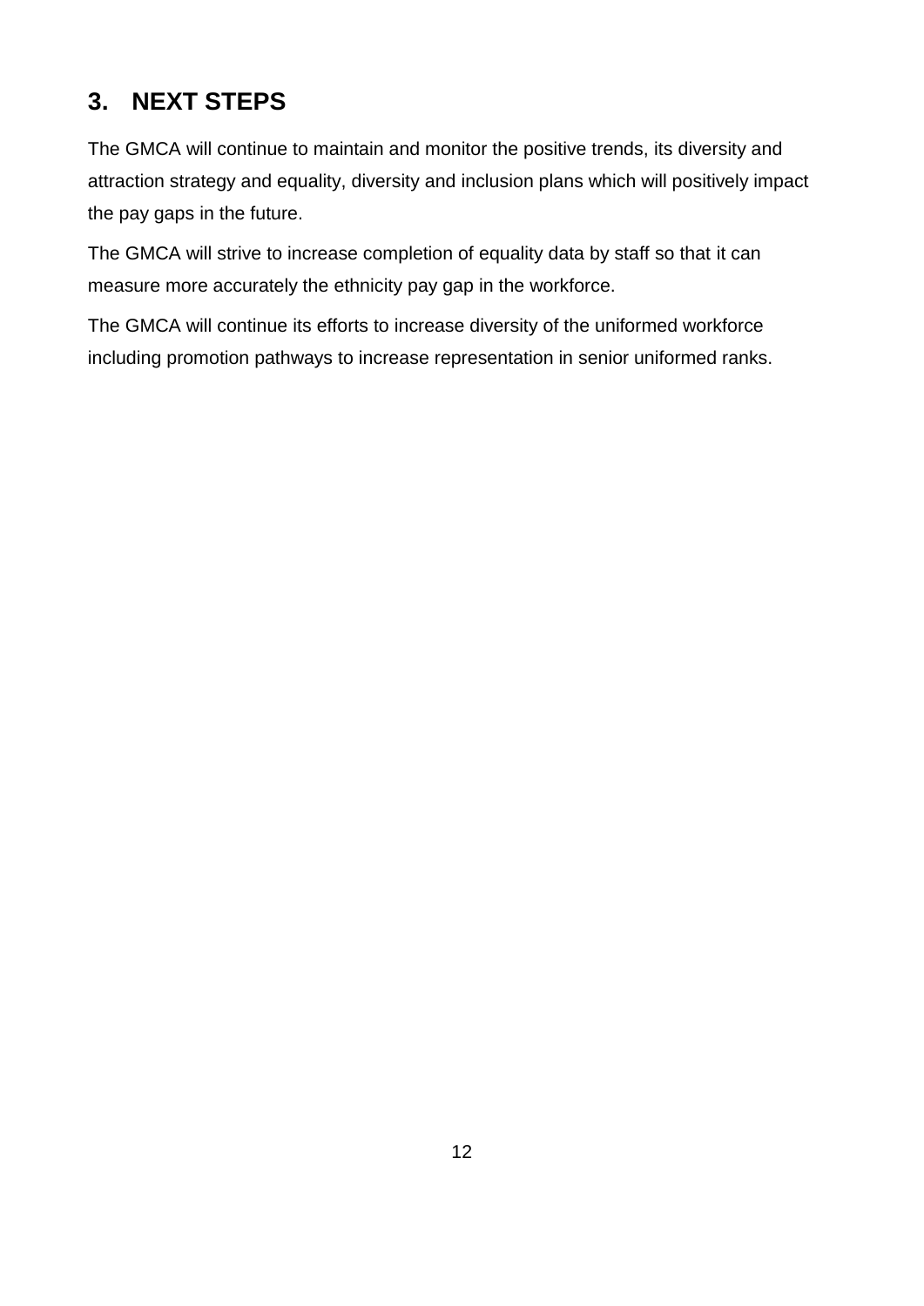## 3. NEXT STEPS

The GMCA will continue to maintain and monitor the positive trends, its diversity and attraction strategy and equality, diversity and inclusion plans which will positively impact the pay gaps in the future.

The GMCA will strive to increase completion of equality data by staff so that it can measure more accurately the ethnicity pay gap in the workforce.

The GMCA will continue its efforts to increase diversity of the uniformed workforce including promotion pathways to increase representation in senior uniformed ranks.